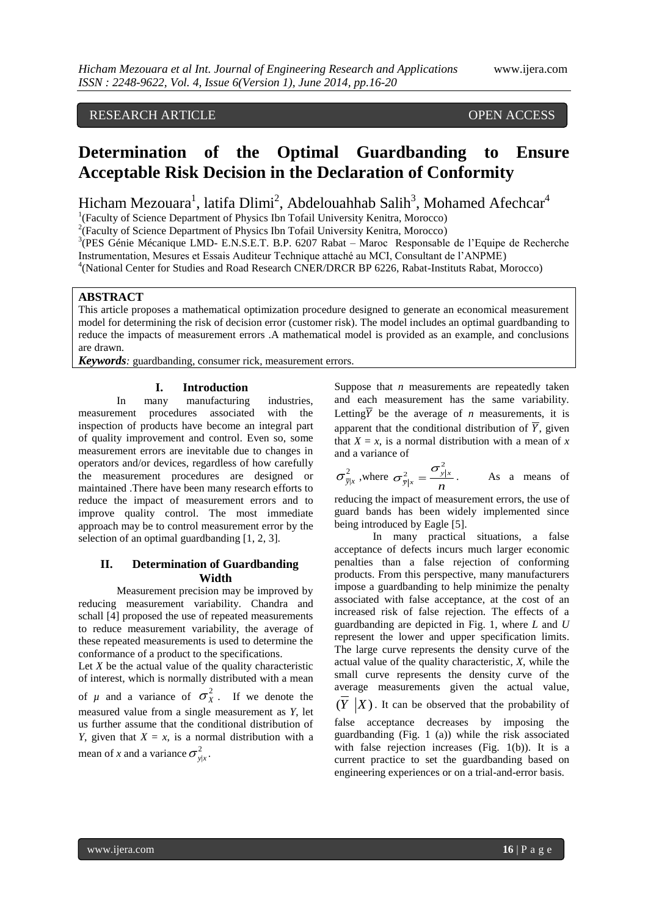RESEARCH ARTICLE OPEN ACCESS

# Determination of the Optimal Guardbanding to Ensure Acceptable Risk Decision in the Declaration of Conformity

Hicham Mezouara[1], latifa Dlimi[2], Abdelouahhab Salih[3], Mohamed Afechcar[4]

[1](Faculty of Science Department of Physics Ibn Tofail University Kenitra, Morocco)
[2](Faculty of Science Department of Physics Ibn Tofail University Kenitra, Morocco)
[3](PES Génie Mécanique LMD- E.N.S.E.T. B.P. 6207 Rabat – Maroc Responsable de l'Equipe de Recherche Instrumentation, Mesures et Essais Auditeur Technique attaché au MCI, Consultant de l'ANPME)
[4](National Center for Studies and Road Research CNER/DRCR BP 6226, Rabat-Instituts Rabat, Morocco)

**ABSTRACT**
This article proposes a mathematical optimization procedure designed to generate an economical measurement model for determining the risk of decision error (customer risk). The model includes an optimal guardbanding to reduce the impacts of measurement errors .A mathematical model is provided as an example, and conclusions are drawn.

***Keywords**:* guardbanding, consumer rick, measurement errors.

## I. Introduction

In many manufacturing industries, measurement procedures associated with the inspection of products have become an integral part of quality improvement and control. Even so, some measurement errors are inevitable due to changes in operators and/or devices, regardless of how carefully the measurement procedures are designed or maintained .There have been many research efforts to reduce the impact of measurement errors and to improve quality control. The most immediate approach may be to control measurement error by the selection of an optimal guardbanding [1, 2, 3].

## II. Determination of Guardbanding Width

Measurement precision may be improved by reducing measurement variability. Chandra and schall [4] proposed the use of repeated measurements to reduce measurement variability, the average of these repeated measurements is used to determine the conformance of a product to the specifications.

Let $X$ be the actual value of the quality characteristic of interest, which is normally distributed with a mean of $\mu$ and a variance of $\sigma_X^2$. If we denote the measured value from a single measurement as $Y$, let us further assume that the conditional distribution of $Y$, given that $X = x$, is a normal distribution with a mean of $x$ and a variance $\sigma_{y|x}^2$.

Suppose that $n$ measurements are repeatedly taken and each measurement has the same variability. Letting $\overline{Y}$ be the average of $n$ measurements, it is apparent that the conditional distribution of $\overline{Y}$, given that $X = x$, is a normal distribution with a mean of $x$ and a variance of

$\sigma_{\overline{y}|x}^2$ ,where $\sigma_{\overline{y}|x}^2 = \dfrac{\sigma_{y|x}^2}{n}$. As a means of reducing the impact of measurement errors, the use of guard bands has been widely implemented since being introduced by Eagle [5].

In many practical situations, a false acceptance of defects incurs much larger economic penalties than a false rejection of conforming products. From this perspective, many manufacturers impose a guardbanding to help minimize the penalty associated with false acceptance, at the cost of an increased risk of false rejection. The effects of a guardbanding are depicted in Fig. 1, where $L$ and $U$ represent the lower and upper specification limits. The large curve represents the density curve of the actual value of the quality characteristic, $X$, while the small curve represents the density curve of the average measurements given the actual value, $(\overline{Y}\ |X)$. It can be observed that the probability of false acceptance decreases by imposing the guardbanding (Fig. 1 (a)) while the risk associated with false rejection increases (Fig. 1(b)). It is a current practice to set the guardbanding based on engineering experiences or on a trial-and-error basis.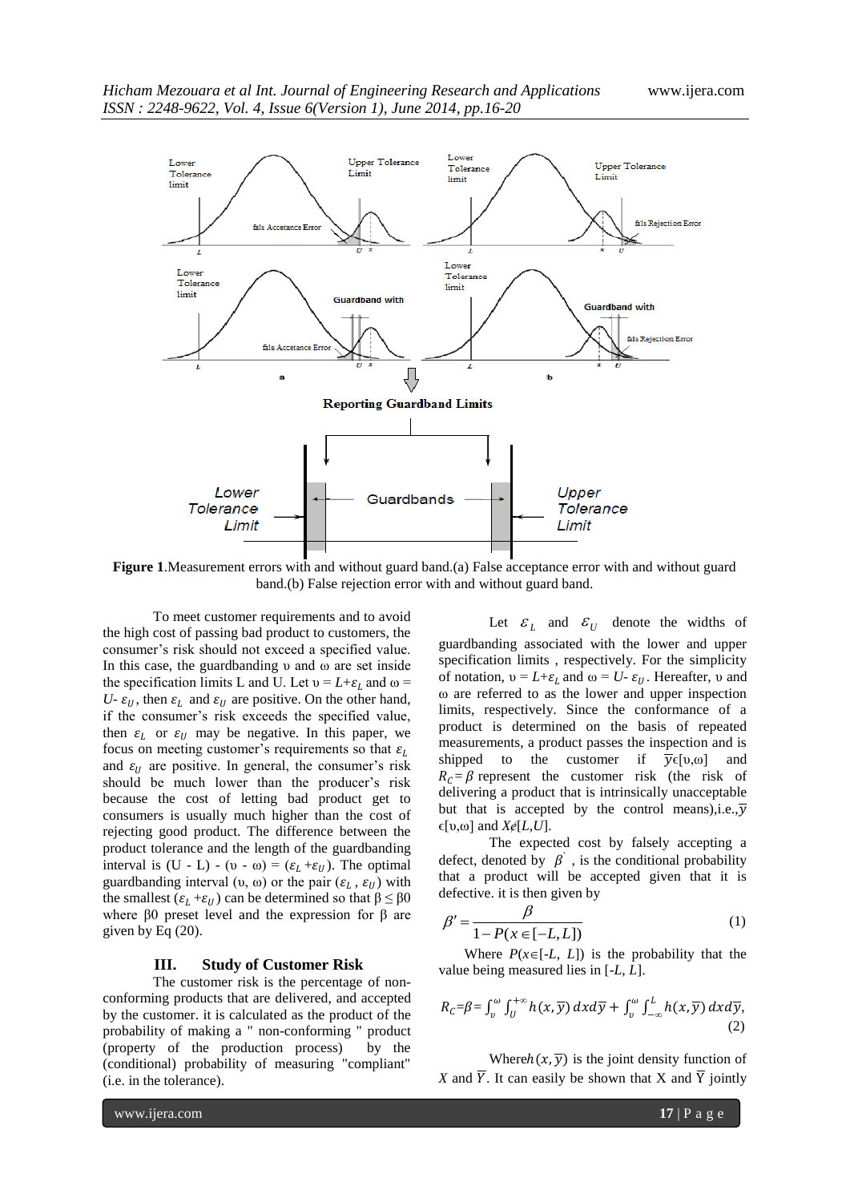**Figure 1**.Measurement errors with and without guard band.(a) False acceptance error with and without guard band.(b) False rejection error with and without guard band.

To meet customer requirements and to avoid the high cost of passing bad product to customers, the consumer's risk should not exceed a specified value. In this case, the guardbanding υ and ω are set inside the specification limits L and U. Let $\upsilon = L+\varepsilon_L$ and $\omega = U-\varepsilon_U$, then $\varepsilon_L$ and $\varepsilon_U$ are positive. On the other hand, if the consumer's risk exceeds the specified value, then $\varepsilon_L$ or $\varepsilon_U$ may be negative. In this paper, we focus on meeting customer's requirements so that $\varepsilon_L$ and $\varepsilon_U$ are positive. In general, the consumer's risk should be much lower than the producer's risk because the cost of letting bad product get to consumers is usually much higher than the cost of rejecting good product. The difference between the product tolerance and the length of the guardbanding interval is $(U - L) - (\upsilon - \omega) = (\varepsilon_L + \varepsilon_U)$. The optimal guardbanding interval (υ, ω) or the pair $(\varepsilon_L, \varepsilon_U)$ with the smallest $(\varepsilon_L + \varepsilon_U)$ can be determined so that $\beta \leq \beta0$ where β0 preset level and the expression for β are given by Eq (20).

## III. Study of Customer Risk

The customer risk is the percentage of non-conforming products that are delivered, and accepted by the customer. it is calculated as the product of the probability of making a " non-conforming " product (property of the production process) by the (conditional) probability of measuring "compliant" (i.e. in the tolerance).

Let $\varepsilon_L$ and $\varepsilon_U$ denote the widths of guardbanding associated with the lower and upper specification limits , respectively. For the simplicity of notation, $\upsilon = L+\varepsilon_L$ and $\omega = U-\varepsilon_U$. Hereafter, υ and ω are referred to as the lower and upper inspection limits, respectively. Since the conformance of a product is determined on the basis of repeated measurements, a product passes the inspection and is shipped to the customer if $\overline{y}\epsilon[\upsilon,\omega]$ and $R_C=\beta$ represent the customer risk (the risk of delivering a product that is intrinsically unacceptable but that is accepted by the control means),i.e.,$\overline{y}\epsilon[\upsilon,\omega]$ and $X\notin[L,U]$.

The expected cost by falsely accepting a defect, denoted by $\beta^{`}$ , is the conditional probability that a product will be accepted given that it is defective. it is then given by

$$\beta' = \frac{\beta}{1-P(x\in[-L,L])} \tag{1}$$

Where $P(x\in[-L, L])$ is the probability that the value being measured lies in $[-L, L]$.

$$R_C=\beta= \int_{\upsilon}^{\omega}\int_{U}^{+\infty} h(x,\overline{y})\, dx d\overline{y} + \int_{\upsilon}^{\omega}\int_{-\infty}^{L} h(x,\overline{y})\, dx d\overline{y}, \tag{2}$$

Where$h(x,\overline{y})$ is the joint density function of $X$ and $\overline{Y}$. It can easily be shown that X and $\overline{Y}$ jointly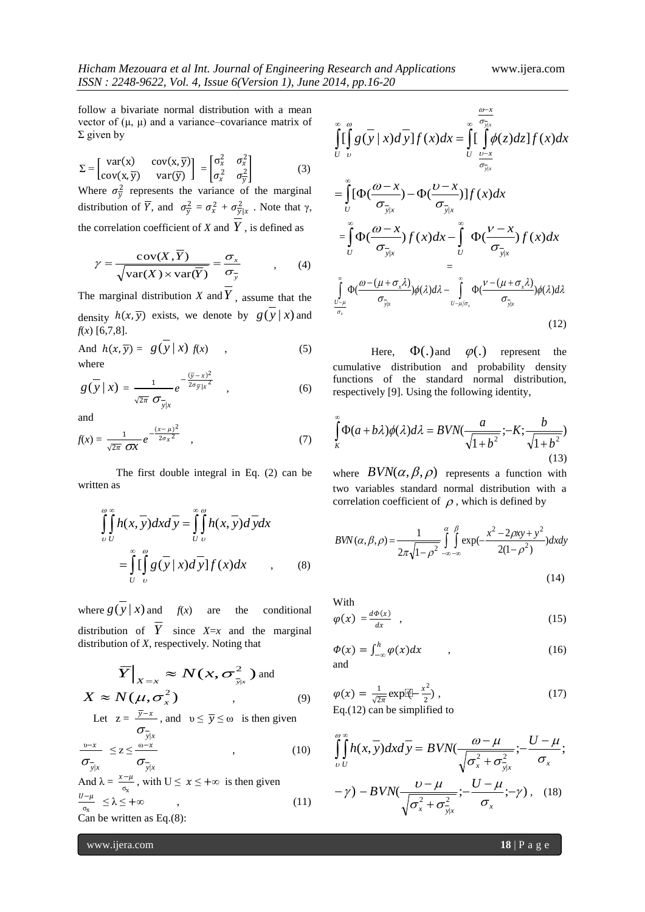follow a bivariate normal distribution with a mean vector of (μ, μ) and a variance–covariance matrix of Σ given by

$$\Sigma = \begin{bmatrix} \mathrm{var(x)} & \mathrm{cov(x,\bar{y})} \\ \mathrm{cov(x,\bar{y})} & \mathrm{var(\bar{y})} \end{bmatrix} = \begin{bmatrix} \sigma_x^2 & \sigma_x^2 \\ \sigma_x^2 & \sigma_{\bar{y}}^2 \end{bmatrix} \qquad (3)$$

Where $\sigma_{\bar{y}}^2$ represents the variance of the marginal distribution of $\bar{Y}$, and $\sigma_{\bar{y}}^2 = \sigma_x^2 + \sigma_{\bar{y}|x}^2$ . Note that γ, the correlation coefficient of *X* and $\bar{Y}$ , is defined as

$$\gamma = \frac{\mathrm{cov}(X,\bar{Y})}{\sqrt{\mathrm{var}(X)\times \mathrm{var}(\bar{Y})}} = \frac{\sigma_x}{\sigma_{\bar{y}}} \qquad , \qquad (4)$$

The marginal distribution *X* and $\bar{Y}$ , assume that the density $h(x,\bar{y})$ exists, we denote by $g(\bar{y}\,|\,x)$ and *f*(*x*) [6,7,8].

And $h(x,\bar{y}) = g(\bar{y}\,|\,x)\ f(x)$ , (5)

where

$$g(\bar{y}\,|\,x) = \frac{1}{\sqrt{2\pi}\ \sigma_{\bar{y}|x}} e^{-\frac{(\bar{y}-x)^2}{2\sigma_{\bar{y}|x}^2}} \quad , \qquad (6)$$

and

$$f(x) = \frac{1}{\sqrt{2\pi}\ \sigma x} e^{-\frac{(x-\mu)^2}{2\sigma_x^2}} \quad , \qquad (7)$$

The first double integral in Eq. (2) can be written as

$$\int_{\upsilon}^{\omega}\int_{U}^{\infty} h(x,\bar{y})dx d\bar{y} = \int_{U}^{\infty}\int_{\upsilon}^{\omega} h(x,\bar{y}) d\bar{y} dx$$
$$= \int_{U}^{\infty}[\int_{\upsilon}^{\omega} g(\bar{y}\,|\,x) d\bar{y}] f(x)dx \qquad , \qquad (8)$$

where $g(\bar{y}\,|\,x)$ and *f*(*x*) are the conditional distribution of $\bar{Y}$ since *X*=*x* and the marginal distribution of *X*, respectively. Noting that

$$\bar{Y}\Big|_{X=x} \approx N(x,\sigma_{\bar{y}|x}^2) \text{ and}$$
$$X \approx N(\mu,\sigma_x^2) \qquad , \qquad (9)$$

Let $z = \frac{\bar{y}-x}{\sigma_{\bar{y}|x}}$ , and $\upsilon \le \bar{y} \le \omega$ is then given

$$\frac{\upsilon - x}{\sigma_{\bar{y}|x}} \le z \le \frac{\omega - x}{\sigma_{\bar{y}|x}} \qquad , \qquad (10)$$

And $\lambda = \frac{x-\mu}{\sigma_x}$ , with $U \le x \le +\infty$ is then given

$$\frac{U-\mu}{\sigma_x} \le \lambda \le +\infty \qquad , \qquad (11)$$

Can be written as Eq.(8):

$$\int_{U}^{\infty}[\int_{\upsilon}^{\omega} g(\bar{y}\,|\,x)d\bar{y}] f(x)dx = \int_{U}^{\infty}[\int_{\frac{\upsilon-x}{\sigma_{\bar{y}|x}}}^{\frac{\omega-x}{\sigma_{\bar{y}|x}}} \phi(z)dz] f(x)dx$$
$$= \int_{U}^{\infty}[\Phi(\frac{\omega-x}{\sigma_{\bar{y}|x}}) - \Phi(\frac{\upsilon-x}{\sigma_{\bar{y}|x}})] f(x)dx$$
$$= \int_{U}^{\infty}\Phi(\frac{\omega-x}{\sigma_{\bar{y}|x}}) f(x)dx - \int_{U}^{\infty}\Phi(\frac{\nu-x}{\sigma_{\bar{y}|x}}) f(x)dx$$
$$= \int_{\frac{U-\mu}{\sigma_x}}^{\infty}\Phi(\frac{\omega-(\mu+\sigma_x\lambda)}{\sigma_{\bar{y}|x}})\phi(\lambda)d\lambda - \int_{U-\mu/\sigma_x}^{\infty}\Phi(\frac{\nu-(\mu+\sigma_x\lambda)}{\sigma_{\bar{y}|x}})\phi(\lambda)d\lambda \qquad (12)$$

Here, $\Phi(.)$ and $\varphi(.)$ represent the cumulative distribution and probability density functions of the standard normal distribution, respectively [9]. Using the following identity,

$$\int_{K}^{\infty}\Phi(a+b\lambda)\phi(\lambda)d\lambda = BVN(\frac{a}{\sqrt{1+b^2}};-K;\frac{b}{\sqrt{1+b^2}}) \qquad (13)$$

where $BVN(\alpha,\beta,\rho)$ represents a function with two variables standard normal distribution with a correlation coefficient of $\rho$ , which is defined by

$$BVN(\alpha,\beta,\rho) = \frac{1}{2\pi\sqrt{1-\rho^2}}\int_{-\infty}^{\alpha}\int_{-\infty}^{\beta}\exp(-\frac{x^2-2\rho xy+y^2}{2(1-\rho^2)})dxdy \qquad (14)$$

With

$$\varphi(x) = \frac{d\Phi(x)}{dx} \quad , \qquad (15)$$

$$\Phi(x) = \int_{-\infty}^{h}\varphi(x)dx \qquad , \qquad (16)$$

and

$$\varphi(x) = \frac{1}{\sqrt{2\pi}}\exp(-\frac{x^2}{2}) \, , \qquad (17)$$

Eq.(12) can be simplified to

$$\int_{\upsilon}^{\omega}\int_{U}^{\infty} h(x,\bar{y})dx d\bar{y} = BVN(\frac{\omega-\mu}{\sqrt{\sigma_x^2+\sigma_{\bar{y}|x}^2}};-\frac{U-\mu}{\sigma_x};$$
$$-\gamma) - BVN(\frac{\upsilon-\mu}{\sqrt{\sigma_x^2+\sigma_{\bar{y}|x}^2}};-\frac{U-\mu}{\sigma_x};-\gamma) \, , \qquad (18)$$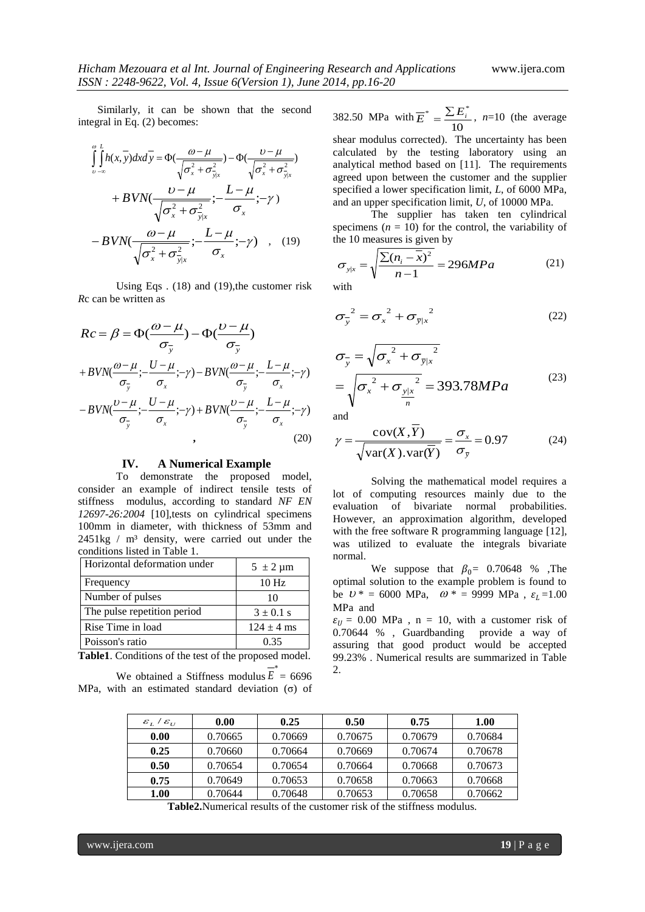Similarly, it can be shown that the second integral in Eq. (2) becomes:

$$\int_{\upsilon}^{\omega}\int_{-\infty}^{L} h(x,\overline{y})dxd\overline{y} = \Phi\left(\frac{\omega-\mu}{\sqrt{\sigma_x^2+\sigma_{\overline{y}|x}^2}}\right) - \Phi\left(\frac{\upsilon-\mu}{\sqrt{\sigma_x^2+\sigma_{\overline{y}|x}^2}}\right)$$
$$+BVN\left(\frac{\upsilon-\mu}{\sqrt{\sigma_x^2+\sigma_{\overline{y}|x}^2}};-\frac{L-\mu}{\sigma_x};-\gamma\right)$$
$$-BVN\left(\frac{\omega-\mu}{\sqrt{\sigma_x^2+\sigma_{\overline{y}|x}^2}};-\frac{L-\mu}{\sigma_x};-\gamma\right) \quad , \quad (19)$$

Using Eqs . (18) and (19),the customer risk *R*c can be written as

$$Rc = \beta = \Phi\left(\frac{\omega-\mu}{\sigma_{\overline{y}}}\right) - \Phi\left(\frac{\upsilon-\mu}{\sigma_{\overline{y}}}\right)$$
$$+BVN\left(\frac{\omega-\mu}{\sigma_{\overline{y}}};-\frac{U-\mu}{\sigma_x};-\gamma\right) - BVN\left(\frac{\omega-\mu}{\sigma_{\overline{y}}};-\frac{L-\mu}{\sigma_x};-\gamma\right)$$
$$-BVN\left(\frac{\upsilon-\mu}{\sigma_{\overline{y}}};-\frac{U-\mu}{\sigma_x};-\gamma\right) + BVN\left(\frac{\upsilon-\mu}{\sigma_{\overline{y}}};-\frac{L-\mu}{\sigma_x};-\gamma\right)$$
$$, \quad (20)$$

## IV. A Numerical Example

To demonstrate the proposed model, consider an example of indirect tensile tests of stiffness modulus, according to standard *NF EN 12697-26:2004* [10],tests on cylindrical specimens 100mm in diameter, with thickness of 53mm and 2451kg / m³ density, were carried out under the conditions listed in Table 1.

| Horizontal deformation under | 5 ± 2 µm |
|---|---|
| Frequency | 10 Hz |
| Number of pulses | 10 |
| The pulse repetition period | 3 ± 0.1 s |
| Rise Time in load | 124 ± 4 ms |
| Poisson's ratio | 0.35 |

**Table1**. Conditions of the test of the proposed model.

We obtained a Stiffness modulus $\overline{E}^* = 6696$ MPa, with an estimated standard deviation (σ) of 382.50 MPa with $\overline{E}^* = \frac{\sum E_i^*}{10}$, $n$=10 (the average shear modulus corrected). The uncertainty has been calculated by the testing laboratory using an analytical method based on [11]. The requirements agreed upon between the customer and the supplier specified a lower specification limit, *L*, of 6000 MPa, and an upper specification limit, *U*, of 10000 MPa.

The supplier has taken ten cylindrical specimens ($n$ = 10) for the control, the variability of the 10 measures is given by

$$\sigma_{y|x} = \sqrt{\frac{\sum(n_i-\overline{x})^2}{n-1}} = 296MPa \quad (21)$$

with

$$\sigma_{\overline{y}}^{\ 2} = \sigma_x^{\ 2} + \sigma_{\overline{y}|x}^{\ 2} \quad (22)$$

$$\sigma_{\overline{y}} = \sqrt{\sigma_x^{\ 2} + \sigma_{\overline{y}|x}^{\ 2}}$$
$$= \sqrt{\sigma_x^{\ 2} + \sigma_{\frac{y|x}{n}}^{\ 2}} = 393.78MPa \quad (23)$$

and

$$\gamma = \frac{\mathrm{cov}(X,\overline{Y})}{\sqrt{\mathrm{var}(X).\mathrm{var}(\overline{Y})}} = \frac{\sigma_x}{\sigma_{\overline{y}}} = 0.97 \quad (24)$$

Solving the mathematical model requires a lot of computing resources mainly due to the evaluation of bivariate normal probabilities. However, an approximation algorithm, developed with the free software R programming language [12], was utilized to evaluate the integrals bivariate normal.

We suppose that $\beta_0$= 0.70648 % ,The optimal solution to the example problem is found to be $\upsilon^*$ = 6000 MPa, $\omega^*$ = 9999 MPa , $\varepsilon_L$ =1.00 MPa and $\varepsilon_U$ = 0.00 MPa , n = 10, with a customer risk of 0.70644 % , Guardbanding provide a way of assuring that good product would be accepted 99.23% . Numerical results are summarized in Table 2.

| $\varepsilon_L$ / $\varepsilon_U$ | **0.00** | **0.25** | **0.50** | **0.75** | **1.00** |
|---|---|---|---|---|---|
| **0.00** | 0.70665 | 0.70669 | 0.70675 | 0.70679 | 0.70684 |
| **0.25** | 0.70660 | 0.70664 | 0.70669 | 0.70674 | 0.70678 |
| **0.50** | 0.70654 | 0.70654 | 0.70664 | 0.70668 | 0.70673 |
| **0.75** | 0.70649 | 0.70653 | 0.70658 | 0.70663 | 0.70668 |
| **1.00** | 0.70644 | 0.70648 | 0.70653 | 0.70658 | 0.70662 |

**Table2.**Numerical results of the customer risk of the stiffness modulus.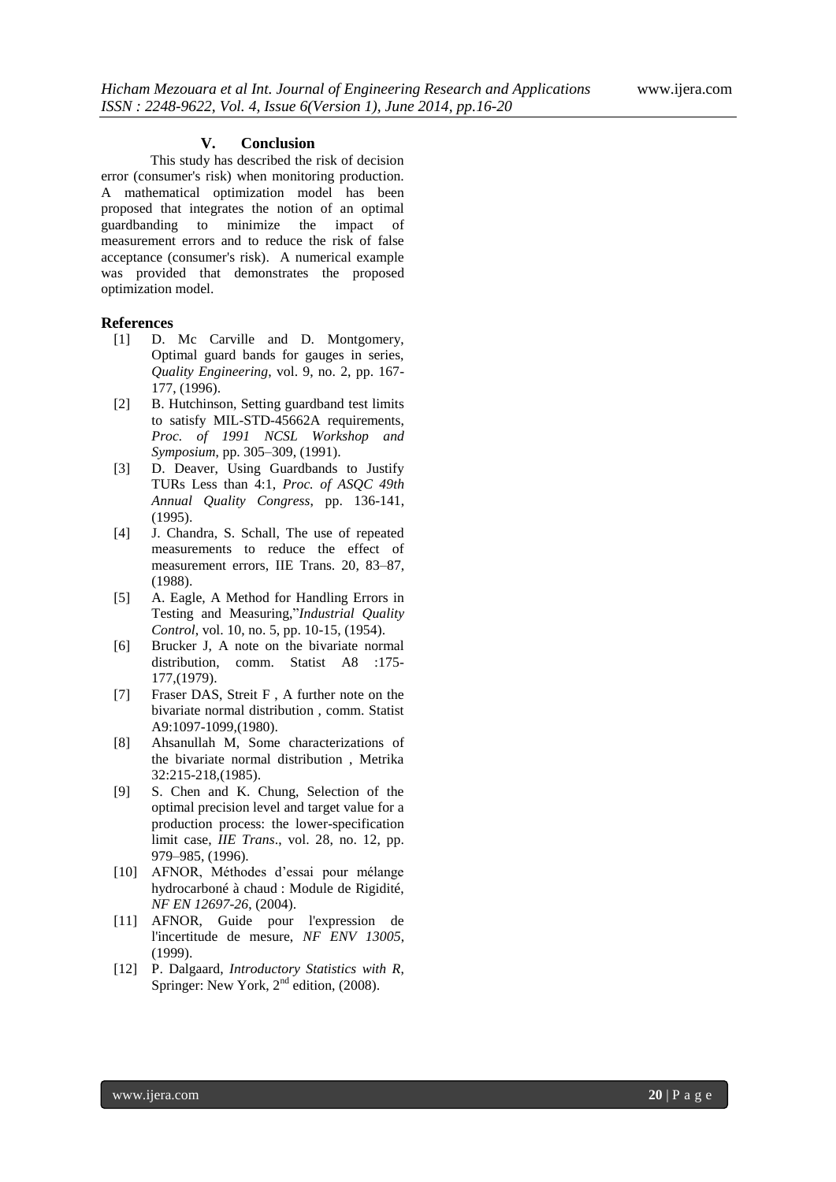## V. Conclusion

This study has described the risk of decision error (consumer's risk) when monitoring production. A mathematical optimization model has been proposed that integrates the notion of an optimal guardbanding to minimize the impact of measurement errors and to reduce the risk of false acceptance (consumer's risk). A numerical example was provided that demonstrates the proposed optimization model.

## References

[1] D. Mc Carville and D. Montgomery, Optimal guard bands for gauges in series, *Quality Engineering*, vol. 9, no. 2, pp. 167-177, (1996).

[2] B. Hutchinson, Setting guardband test limits to satisfy MIL-STD-45662A requirements, *Proc. of 1991 NCSL Workshop and Symposium*, pp. 305–309, (1991).

[3] D. Deaver, Using Guardbands to Justify TURs Less than 4:1, *Proc. of ASQC 49th Annual Quality Congress*, pp. 136-141, (1995).

[4] J. Chandra, S. Schall, The use of repeated measurements to reduce the effect of measurement errors, IIE Trans. 20, 83–87, (1988).

[5] A. Eagle, A Method for Handling Errors in Testing and Measuring,"*Industrial Quality Control*, vol. 10, no. 5, pp. 10-15, (1954).

[6] Brucker J, A note on the bivariate normal distribution, comm. Statist A8 :175-177,(1979).

[7] Fraser DAS, Streit F , A further note on the bivariate normal distribution , comm. Statist A9:1097-1099,(1980).

[8] Ahsanullah M, Some characterizations of the bivariate normal distribution , Metrika 32:215-218,(1985).

[9] S. Chen and K. Chung, Selection of the optimal precision level and target value for a production process: the lower-specification limit case, *IIE Trans*., vol. 28, no. 12, pp. 979–985, (1996).

[10] AFNOR, Méthodes d'essai pour mélange hydrocarboné à chaud : Module de Rigidité, *NF EN 12697-26*, (2004).

[11] AFNOR, Guide pour l'expression de l'incertitude de mesure, *NF ENV 13005*, (1999).

[12] P. Dalgaard, *Introductory Statistics with R*, Springer: New York, 2nd edition, (2008).